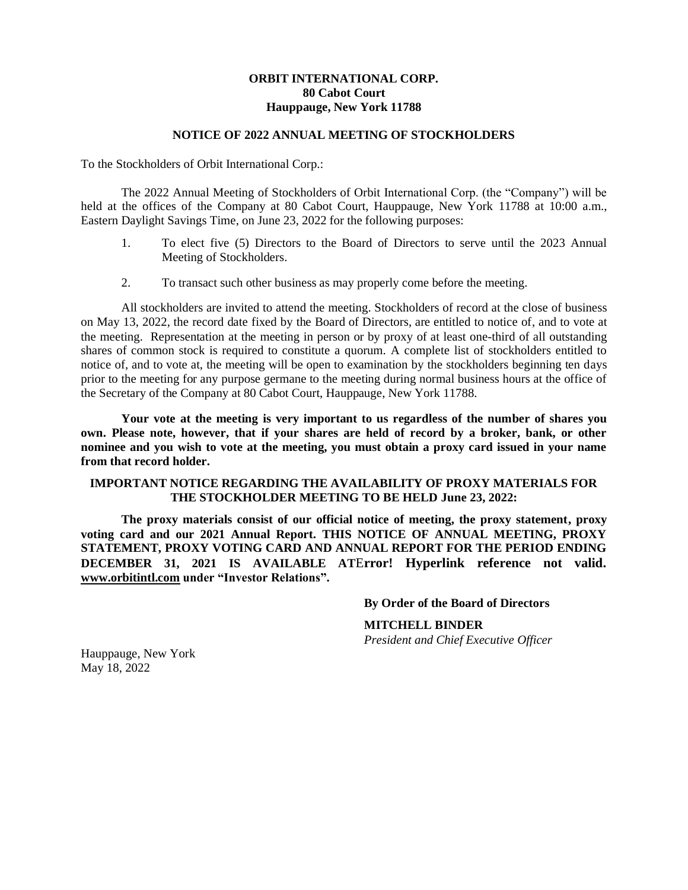**ORBIT INTERNATIONAL CORP.**
**80 Cabot Court**
**Hauppauge, New York 11788**

**NOTICE OF 2022 ANNUAL MEETING OF STOCKHOLDERS**

To the Stockholders of Orbit International Corp.:

The 2022 Annual Meeting of Stockholders of Orbit International Corp. (the "Company") will be held at the offices of the Company at 80 Cabot Court, Hauppauge, New York 11788 at 10:00 a.m., Eastern Daylight Savings Time, on June 23, 2022 for the following purposes:

1. To elect five (5) Directors to the Board of Directors to serve until the 2023 Annual Meeting of Stockholders.
2. To transact such other business as may properly come before the meeting.

All stockholders are invited to attend the meeting. Stockholders of record at the close of business on May 13, 2022, the record date fixed by the Board of Directors, are entitled to notice of, and to vote at the meeting. Representation at the meeting in person or by proxy of at least one-third of all outstanding shares of common stock is required to constitute a quorum. A complete list of stockholders entitled to notice of, and to vote at, the meeting will be open to examination by the stockholders beginning ten days prior to the meeting for any purpose germane to the meeting during normal business hours at the office of the Secretary of the Company at 80 Cabot Court, Hauppauge, New York 11788.

**Your vote at the meeting is very important to us regardless of the number of shares you own. Please note, however, that if your shares are held of record by a broker, bank, or other nominee and you wish to vote at the meeting, you must obtain a proxy card issued in your name from that record holder.**

**IMPORTANT NOTICE REGARDING THE AVAILABILITY OF PROXY MATERIALS FOR THE STOCKHOLDER MEETING TO BE HELD June 23, 2022:**

**The proxy materials consist of our official notice of meeting, the proxy statement, proxy voting card and our 2021 Annual Report. THIS NOTICE OF ANNUAL MEETING, PROXY STATEMENT, PROXY VOTING CARD AND ANNUAL REPORT FOR THE PERIOD ENDING DECEMBER 31, 2021 IS AVAILABLE ATError! Hyperlink reference not valid. www.orbitintl.com under "Investor Relations".**

**By Order of the Board of Directors**

**MITCHELL BINDER**
*President and Chief Executive Officer*

Hauppauge, New York
May 18, 2022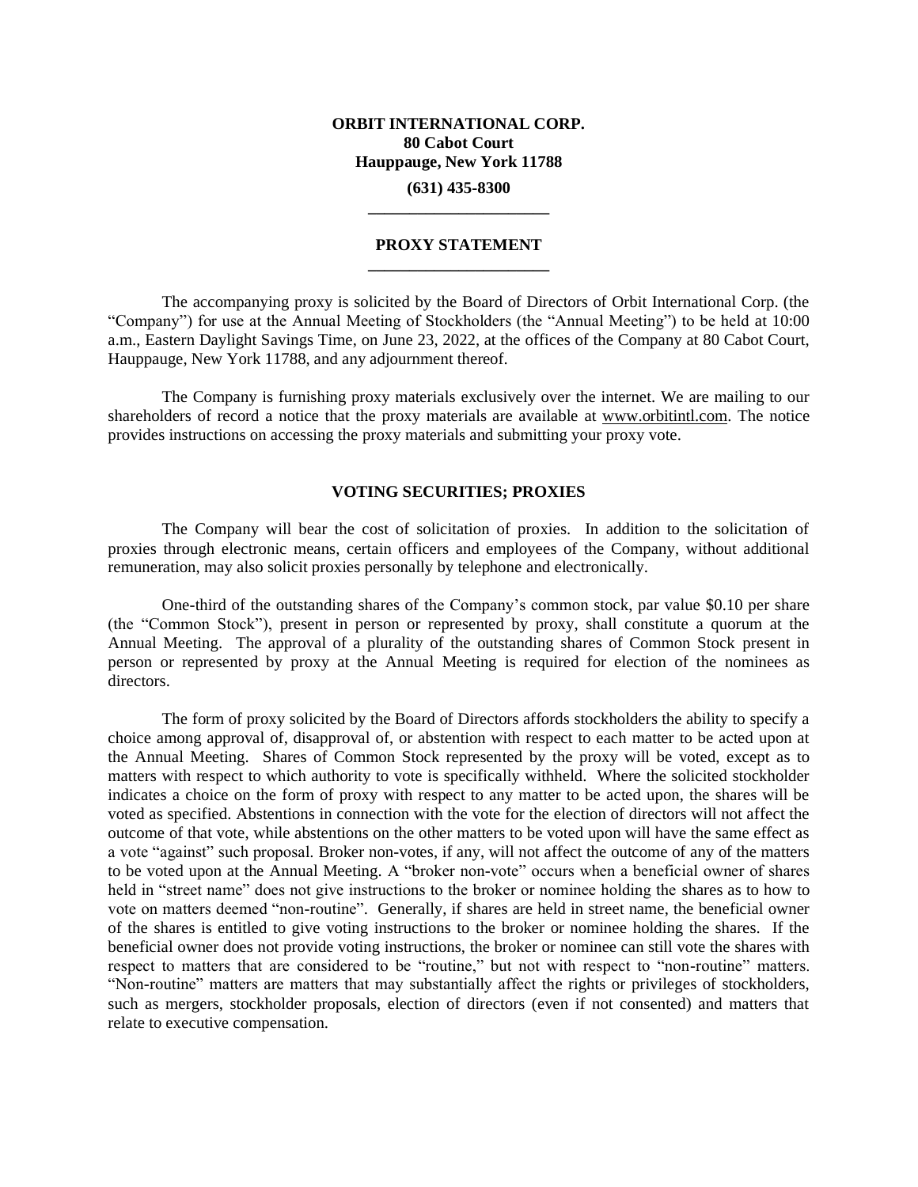**ORBIT INTERNATIONAL CORP.**
**80 Cabot Court**
**Hauppauge, New York 11788**
**(631) 435-8300**

---

# PROXY STATEMENT

---

The accompanying proxy is solicited by the Board of Directors of Orbit International Corp. (the "Company") for use at the Annual Meeting of Stockholders (the "Annual Meeting") to be held at 10:00 a.m., Eastern Daylight Savings Time, on June 23, 2022, at the offices of the Company at 80 Cabot Court, Hauppauge, New York 11788, and any adjournment thereof.

The Company is furnishing proxy materials exclusively over the internet. We are mailing to our shareholders of record a notice that the proxy materials are available at www.orbitintl.com. The notice provides instructions on accessing the proxy materials and submitting your proxy vote.

## VOTING SECURITIES; PROXIES

The Company will bear the cost of solicitation of proxies. In addition to the solicitation of proxies through electronic means, certain officers and employees of the Company, without additional remuneration, may also solicit proxies personally by telephone and electronically.

One-third of the outstanding shares of the Company's common stock, par value $0.10 per share (the "Common Stock"), present in person or represented by proxy, shall constitute a quorum at the Annual Meeting. The approval of a plurality of the outstanding shares of Common Stock present in person or represented by proxy at the Annual Meeting is required for election of the nominees as directors.

The form of proxy solicited by the Board of Directors affords stockholders the ability to specify a choice among approval of, disapproval of, or abstention with respect to each matter to be acted upon at the Annual Meeting. Shares of Common Stock represented by the proxy will be voted, except as to matters with respect to which authority to vote is specifically withheld. Where the solicited stockholder indicates a choice on the form of proxy with respect to any matter to be acted upon, the shares will be voted as specified. Abstentions in connection with the vote for the election of directors will not affect the outcome of that vote, while abstentions on the other matters to be voted upon will have the same effect as a vote "against" such proposal. Broker non-votes, if any, will not affect the outcome of any of the matters to be voted upon at the Annual Meeting. A "broker non-vote" occurs when a beneficial owner of shares held in "street name" does not give instructions to the broker or nominee holding the shares as to how to vote on matters deemed "non-routine". Generally, if shares are held in street name, the beneficial owner of the shares is entitled to give voting instructions to the broker or nominee holding the shares. If the beneficial owner does not provide voting instructions, the broker or nominee can still vote the shares with respect to matters that are considered to be "routine," but not with respect to "non-routine" matters. "Non-routine" matters are matters that may substantially affect the rights or privileges of stockholders, such as mergers, stockholder proposals, election of directors (even if not consented) and matters that relate to executive compensation.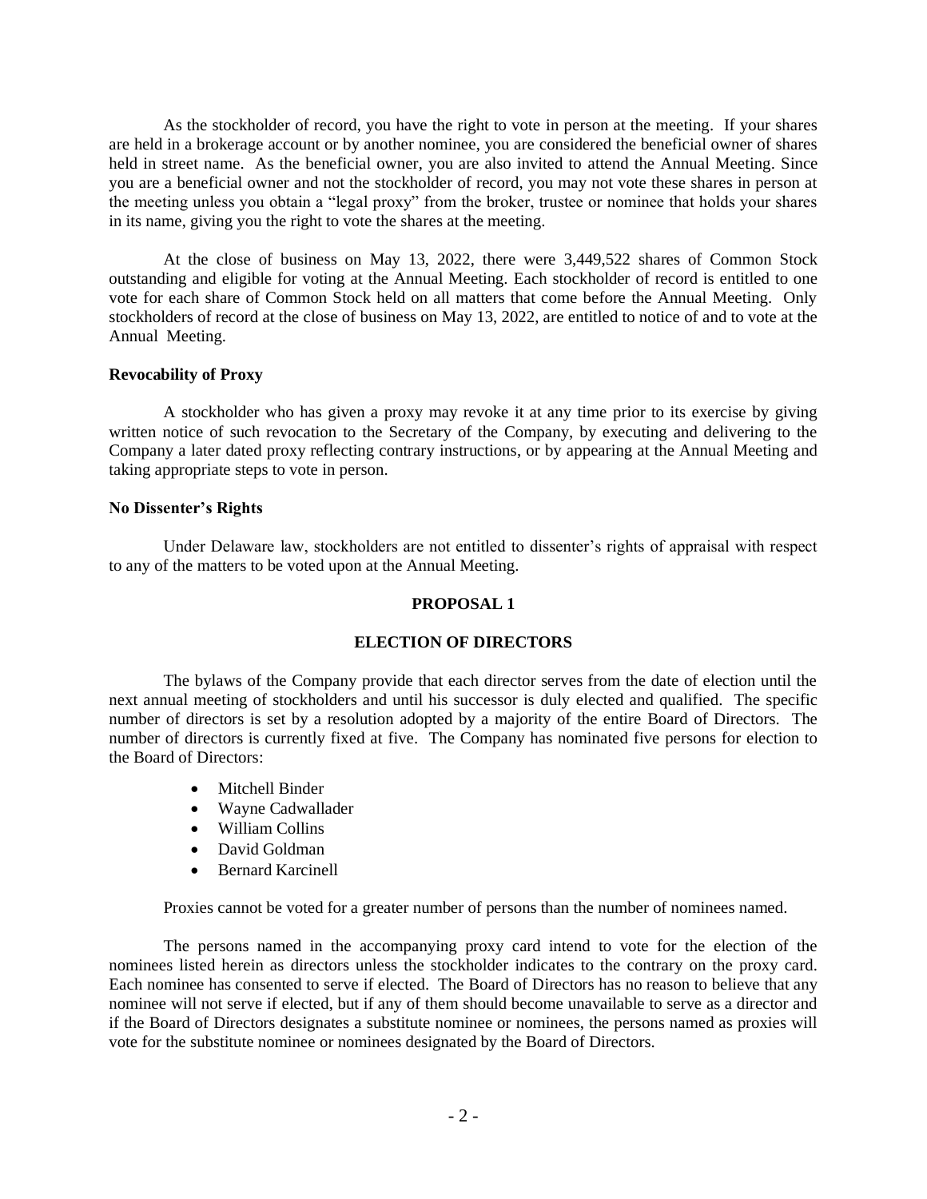As the stockholder of record, you have the right to vote in person at the meeting. If your shares are held in a brokerage account or by another nominee, you are considered the beneficial owner of shares held in street name. As the beneficial owner, you are also invited to attend the Annual Meeting. Since you are a beneficial owner and not the stockholder of record, you may not vote these shares in person at the meeting unless you obtain a "legal proxy" from the broker, trustee or nominee that holds your shares in its name, giving you the right to vote the shares at the meeting.

At the close of business on May 13, 2022, there were 3,449,522 shares of Common Stock outstanding and eligible for voting at the Annual Meeting. Each stockholder of record is entitled to one vote for each share of Common Stock held on all matters that come before the Annual Meeting. Only stockholders of record at the close of business on May 13, 2022, are entitled to notice of and to vote at the Annual Meeting.

**Revocability of Proxy**

A stockholder who has given a proxy may revoke it at any time prior to its exercise by giving written notice of such revocation to the Secretary of the Company, by executing and delivering to the Company a later dated proxy reflecting contrary instructions, or by appearing at the Annual Meeting and taking appropriate steps to vote in person.

**No Dissenter's Rights**

Under Delaware law, stockholders are not entitled to dissenter's rights of appraisal with respect to any of the matters to be voted upon at the Annual Meeting.

## PROPOSAL 1

## ELECTION OF DIRECTORS

The bylaws of the Company provide that each director serves from the date of election until the next annual meeting of stockholders and until his successor is duly elected and qualified. The specific number of directors is set by a resolution adopted by a majority of the entire Board of Directors. The number of directors is currently fixed at five. The Company has nominated five persons for election to the Board of Directors:

- Mitchell Binder
- Wayne Cadwallader
- William Collins
- David Goldman
- Bernard Karcinell

Proxies cannot be voted for a greater number of persons than the number of nominees named.

The persons named in the accompanying proxy card intend to vote for the election of the nominees listed herein as directors unless the stockholder indicates to the contrary on the proxy card. Each nominee has consented to serve if elected. The Board of Directors has no reason to believe that any nominee will not serve if elected, but if any of them should become unavailable to serve as a director and if the Board of Directors designates a substitute nominee or nominees, the persons named as proxies will vote for the substitute nominee or nominees designated by the Board of Directors.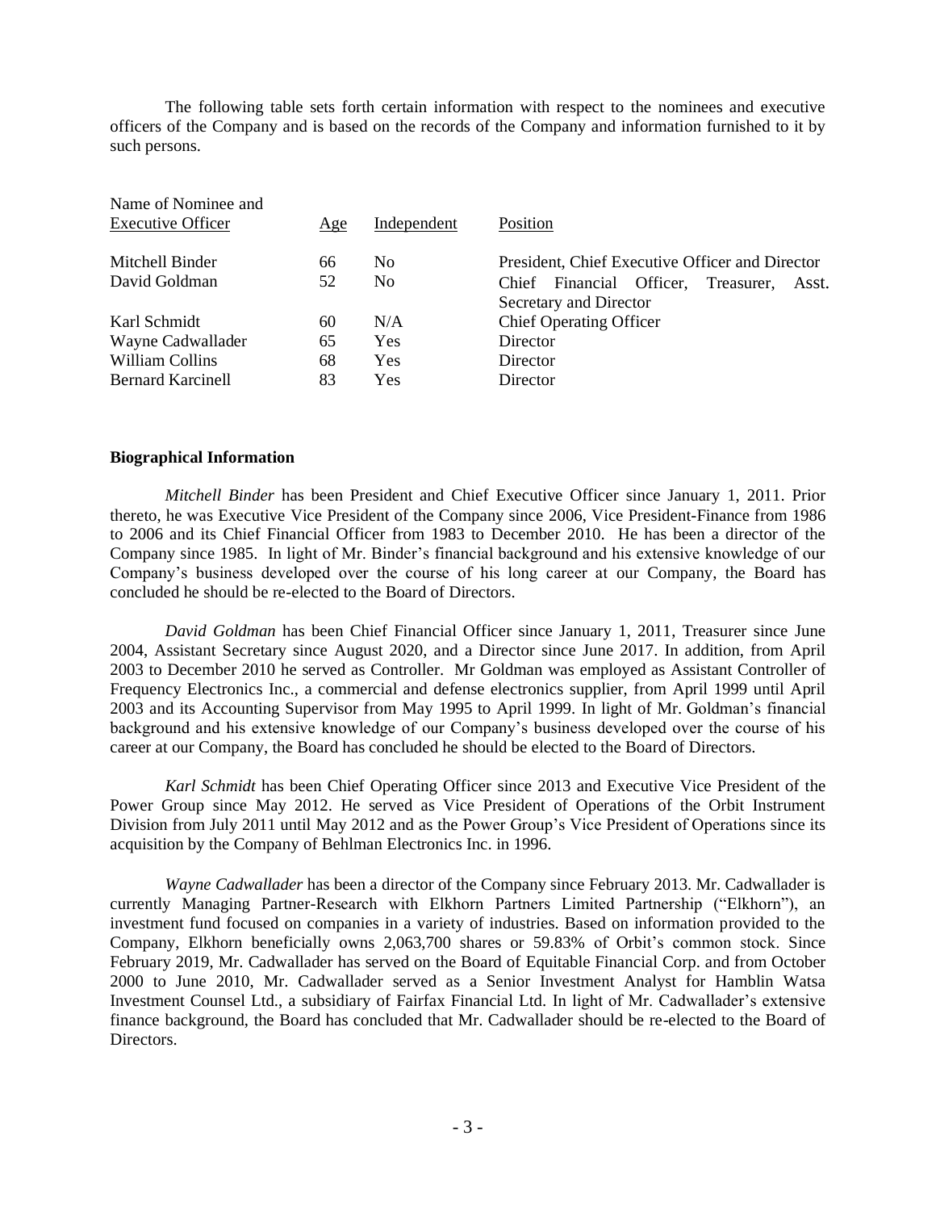The following table sets forth certain information with respect to the nominees and executive officers of the Company and is based on the records of the Company and information furnished to it by such persons.

| Name of Nominee and Executive Officer | Age | Independent | Position |
|---|---|---|---|
| Mitchell Binder | 66 | No | President, Chief Executive Officer and Director |
| David Goldman | 52 | No | Chief Financial Officer, Treasurer, Asst. Secretary and Director |
| Karl Schmidt | 60 | N/A | Chief Operating Officer |
| Wayne Cadwallader | 65 | Yes | Director |
| William Collins | 68 | Yes | Director |
| Bernard Karcinell | 83 | Yes | Director |

**Biographical Information**

*Mitchell Binder* has been President and Chief Executive Officer since January 1, 2011. Prior thereto, he was Executive Vice President of the Company since 2006, Vice President-Finance from 1986 to 2006 and its Chief Financial Officer from 1983 to December 2010. He has been a director of the Company since 1985. In light of Mr. Binder's financial background and his extensive knowledge of our Company's business developed over the course of his long career at our Company, the Board has concluded he should be re-elected to the Board of Directors.

*David Goldman* has been Chief Financial Officer since January 1, 2011, Treasurer since June 2004, Assistant Secretary since August 2020, and a Director since June 2017. In addition, from April 2003 to December 2010 he served as Controller. Mr Goldman was employed as Assistant Controller of Frequency Electronics Inc., a commercial and defense electronics supplier, from April 1999 until April 2003 and its Accounting Supervisor from May 1995 to April 1999. In light of Mr. Goldman's financial background and his extensive knowledge of our Company's business developed over the course of his career at our Company, the Board has concluded he should be elected to the Board of Directors.

*Karl Schmidt* has been Chief Operating Officer since 2013 and Executive Vice President of the Power Group since May 2012. He served as Vice President of Operations of the Orbit Instrument Division from July 2011 until May 2012 and as the Power Group's Vice President of Operations since its acquisition by the Company of Behlman Electronics Inc. in 1996.

*Wayne Cadwallader* has been a director of the Company since February 2013. Mr. Cadwallader is currently Managing Partner-Research with Elkhorn Partners Limited Partnership ("Elkhorn"), an investment fund focused on companies in a variety of industries. Based on information provided to the Company, Elkhorn beneficially owns 2,063,700 shares or 59.83% of Orbit's common stock. Since February 2019, Mr. Cadwallader has served on the Board of Equitable Financial Corp. and from October 2000 to June 2010, Mr. Cadwallader served as a Senior Investment Analyst for Hamblin Watsa Investment Counsel Ltd., a subsidiary of Fairfax Financial Ltd. In light of Mr. Cadwallader's extensive finance background, the Board has concluded that Mr. Cadwallader should be re-elected to the Board of Directors.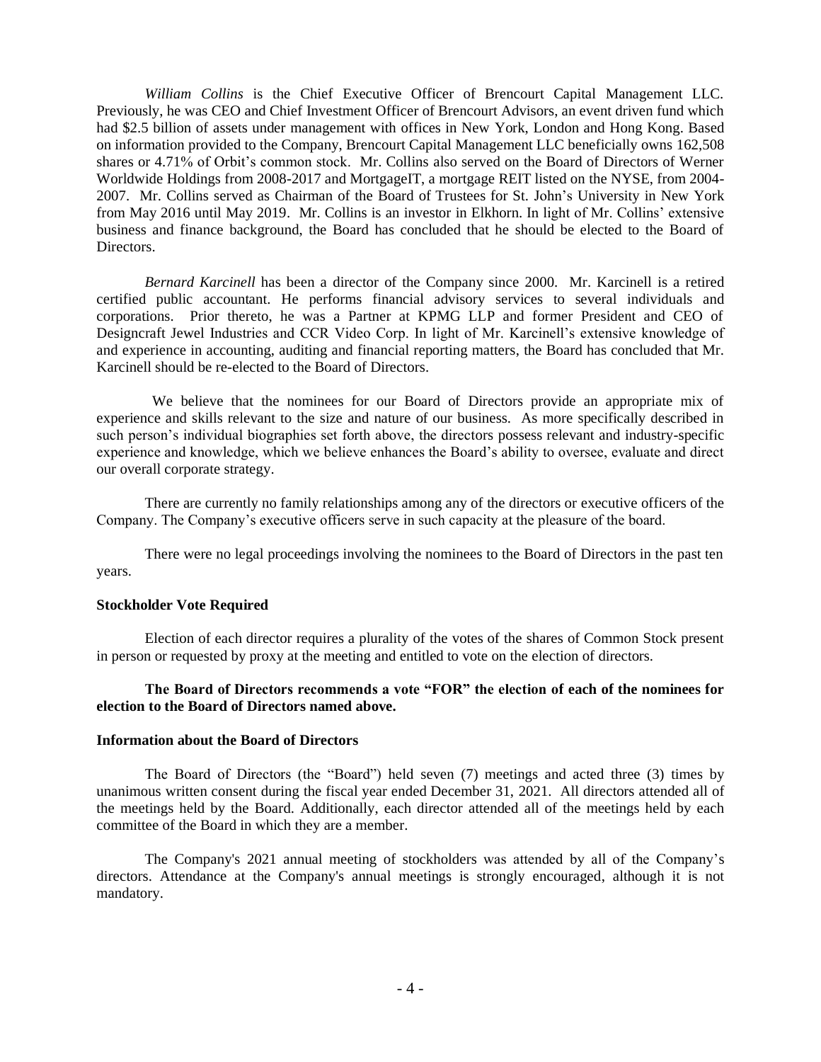*William Collins* is the Chief Executive Officer of Brencourt Capital Management LLC. Previously, he was CEO and Chief Investment Officer of Brencourt Advisors, an event driven fund which had $2.5 billion of assets under management with offices in New York, London and Hong Kong. Based on information provided to the Company, Brencourt Capital Management LLC beneficially owns 162,508 shares or 4.71% of Orbit's common stock. Mr. Collins also served on the Board of Directors of Werner Worldwide Holdings from 2008-2017 and MortgageIT, a mortgage REIT listed on the NYSE, from 2004-2007. Mr. Collins served as Chairman of the Board of Trustees for St. John's University in New York from May 2016 until May 2019. Mr. Collins is an investor in Elkhorn. In light of Mr. Collins' extensive business and finance background, the Board has concluded that he should be elected to the Board of Directors.

*Bernard Karcinell* has been a director of the Company since 2000. Mr. Karcinell is a retired certified public accountant. He performs financial advisory services to several individuals and corporations. Prior thereto, he was a Partner at KPMG LLP and former President and CEO of Designcraft Jewel Industries and CCR Video Corp. In light of Mr. Karcinell's extensive knowledge of and experience in accounting, auditing and financial reporting matters, the Board has concluded that Mr. Karcinell should be re-elected to the Board of Directors.

We believe that the nominees for our Board of Directors provide an appropriate mix of experience and skills relevant to the size and nature of our business. As more specifically described in such person's individual biographies set forth above, the directors possess relevant and industry-specific experience and knowledge, which we believe enhances the Board's ability to oversee, evaluate and direct our overall corporate strategy.

There are currently no family relationships among any of the directors or executive officers of the Company. The Company's executive officers serve in such capacity at the pleasure of the board.

There were no legal proceedings involving the nominees to the Board of Directors in the past ten years.

**Stockholder Vote Required**

Election of each director requires a plurality of the votes of the shares of Common Stock present in person or requested by proxy at the meeting and entitled to vote on the election of directors.

**The Board of Directors recommends a vote "FOR" the election of each of the nominees for election to the Board of Directors named above.**

**Information about the Board of Directors**

The Board of Directors (the "Board") held seven (7) meetings and acted three (3) times by unanimous written consent during the fiscal year ended December 31, 2021. All directors attended all of the meetings held by the Board. Additionally, each director attended all of the meetings held by each committee of the Board in which they are a member.

The Company's 2021 annual meeting of stockholders was attended by all of the Company's directors. Attendance at the Company's annual meetings is strongly encouraged, although it is not mandatory.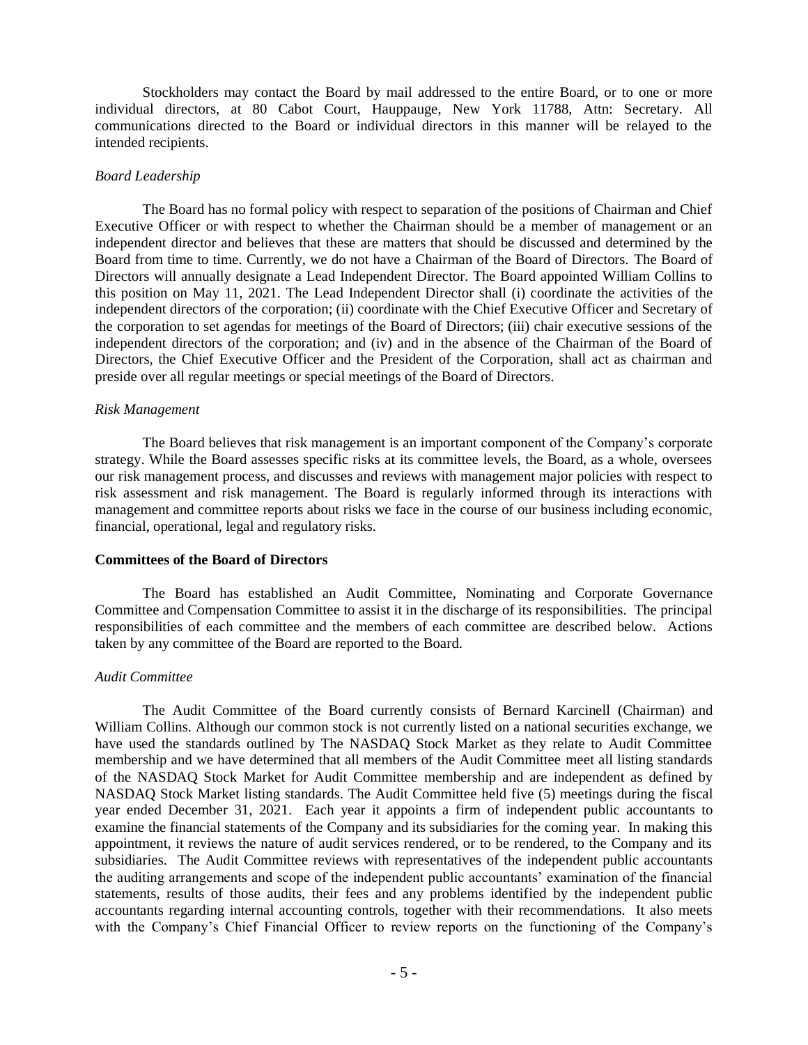Stockholders may contact the Board by mail addressed to the entire Board, or to one or more individual directors, at 80 Cabot Court, Hauppauge, New York 11788, Attn: Secretary. All communications directed to the Board or individual directors in this manner will be relayed to the intended recipients.

*Board Leadership*

The Board has no formal policy with respect to separation of the positions of Chairman and Chief Executive Officer or with respect to whether the Chairman should be a member of management or an independent director and believes that these are matters that should be discussed and determined by the Board from time to time. Currently, we do not have a Chairman of the Board of Directors. The Board of Directors will annually designate a Lead Independent Director. The Board appointed William Collins to this position on May 11, 2021. The Lead Independent Director shall (i) coordinate the activities of the independent directors of the corporation; (ii) coordinate with the Chief Executive Officer and Secretary of the corporation to set agendas for meetings of the Board of Directors; (iii) chair executive sessions of the independent directors of the corporation; and (iv) and in the absence of the Chairman of the Board of Directors, the Chief Executive Officer and the President of the Corporation, shall act as chairman and preside over all regular meetings or special meetings of the Board of Directors.

*Risk Management*

The Board believes that risk management is an important component of the Company's corporate strategy. While the Board assesses specific risks at its committee levels, the Board, as a whole, oversees our risk management process, and discusses and reviews with management major policies with respect to risk assessment and risk management. The Board is regularly informed through its interactions with management and committee reports about risks we face in the course of our business including economic, financial, operational, legal and regulatory risks.

**Committees of the Board of Directors**

The Board has established an Audit Committee, Nominating and Corporate Governance Committee and Compensation Committee to assist it in the discharge of its responsibilities. The principal responsibilities of each committee and the members of each committee are described below. Actions taken by any committee of the Board are reported to the Board.

*Audit Committee*

The Audit Committee of the Board currently consists of Bernard Karcinell (Chairman) and William Collins. Although our common stock is not currently listed on a national securities exchange, we have used the standards outlined by The NASDAQ Stock Market as they relate to Audit Committee membership and we have determined that all members of the Audit Committee meet all listing standards of the NASDAQ Stock Market for Audit Committee membership and are independent as defined by NASDAQ Stock Market listing standards. The Audit Committee held five (5) meetings during the fiscal year ended December 31, 2021. Each year it appoints a firm of independent public accountants to examine the financial statements of the Company and its subsidiaries for the coming year. In making this appointment, it reviews the nature of audit services rendered, or to be rendered, to the Company and its subsidiaries. The Audit Committee reviews with representatives of the independent public accountants the auditing arrangements and scope of the independent public accountants' examination of the financial statements, results of those audits, their fees and any problems identified by the independent public accountants regarding internal accounting controls, together with their recommendations. It also meets with the Company's Chief Financial Officer to review reports on the functioning of the Company's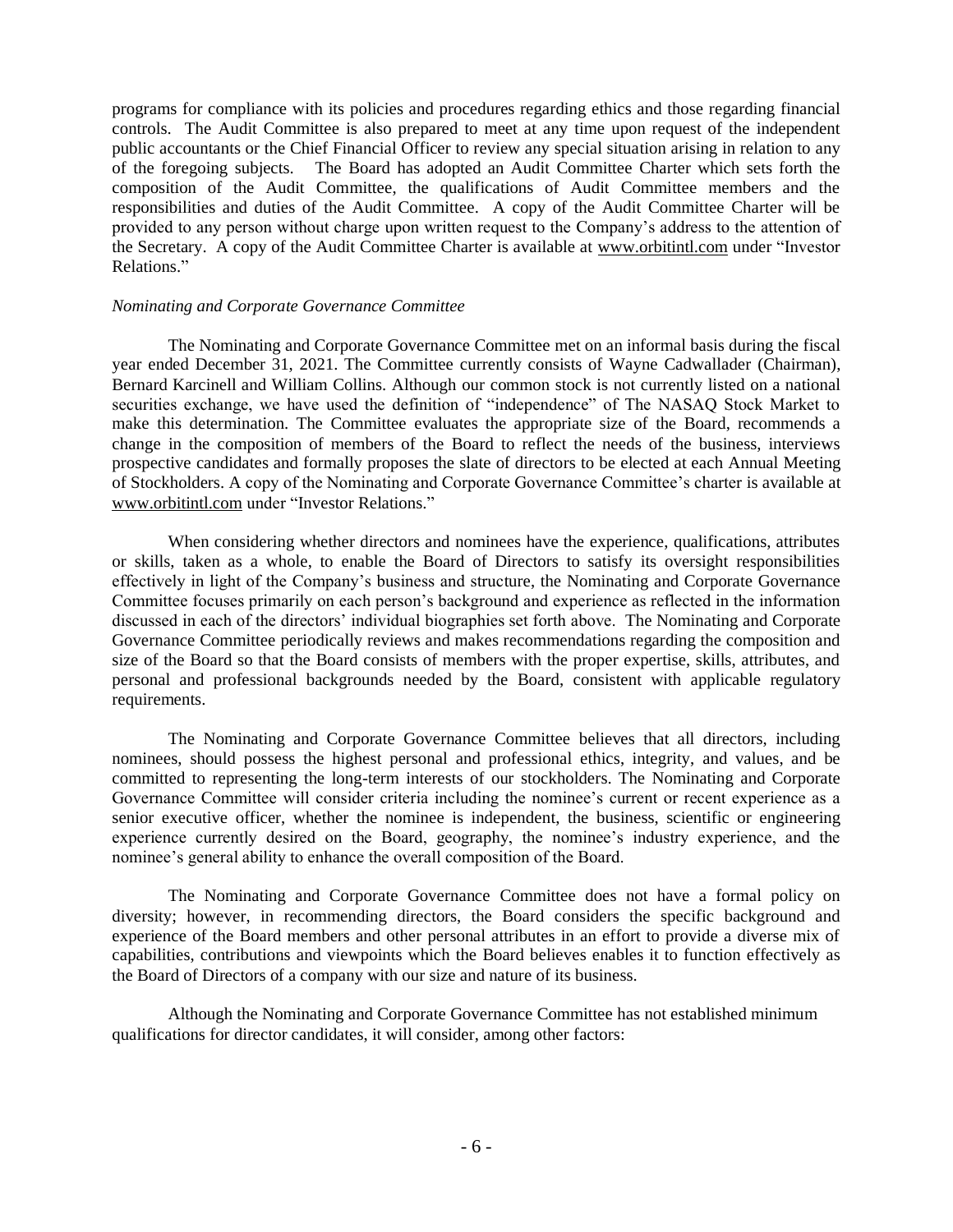programs for compliance with its policies and procedures regarding ethics and those regarding financial controls. The Audit Committee is also prepared to meet at any time upon request of the independent public accountants or the Chief Financial Officer to review any special situation arising in relation to any of the foregoing subjects. The Board has adopted an Audit Committee Charter which sets forth the composition of the Audit Committee, the qualifications of Audit Committee members and the responsibilities and duties of the Audit Committee. A copy of the Audit Committee Charter will be provided to any person without charge upon written request to the Company's address to the attention of the Secretary. A copy of the Audit Committee Charter is available at www.orbitintl.com under "Investor Relations."

*Nominating and Corporate Governance Committee*

The Nominating and Corporate Governance Committee met on an informal basis during the fiscal year ended December 31, 2021. The Committee currently consists of Wayne Cadwallader (Chairman), Bernard Karcinell and William Collins. Although our common stock is not currently listed on a national securities exchange, we have used the definition of "independence" of The NASAQ Stock Market to make this determination. The Committee evaluates the appropriate size of the Board, recommends a change in the composition of members of the Board to reflect the needs of the business, interviews prospective candidates and formally proposes the slate of directors to be elected at each Annual Meeting of Stockholders. A copy of the Nominating and Corporate Governance Committee's charter is available at www.orbitintl.com under "Investor Relations."

When considering whether directors and nominees have the experience, qualifications, attributes or skills, taken as a whole, to enable the Board of Directors to satisfy its oversight responsibilities effectively in light of the Company's business and structure, the Nominating and Corporate Governance Committee focuses primarily on each person's background and experience as reflected in the information discussed in each of the directors' individual biographies set forth above. The Nominating and Corporate Governance Committee periodically reviews and makes recommendations regarding the composition and size of the Board so that the Board consists of members with the proper expertise, skills, attributes, and personal and professional backgrounds needed by the Board, consistent with applicable regulatory requirements.

The Nominating and Corporate Governance Committee believes that all directors, including nominees, should possess the highest personal and professional ethics, integrity, and values, and be committed to representing the long-term interests of our stockholders. The Nominating and Corporate Governance Committee will consider criteria including the nominee's current or recent experience as a senior executive officer, whether the nominee is independent, the business, scientific or engineering experience currently desired on the Board, geography, the nominee's industry experience, and the nominee's general ability to enhance the overall composition of the Board.

The Nominating and Corporate Governance Committee does not have a formal policy on diversity; however, in recommending directors, the Board considers the specific background and experience of the Board members and other personal attributes in an effort to provide a diverse mix of capabilities, contributions and viewpoints which the Board believes enables it to function effectively as the Board of Directors of a company with our size and nature of its business.

Although the Nominating and Corporate Governance Committee has not established minimum qualifications for director candidates, it will consider, among other factors: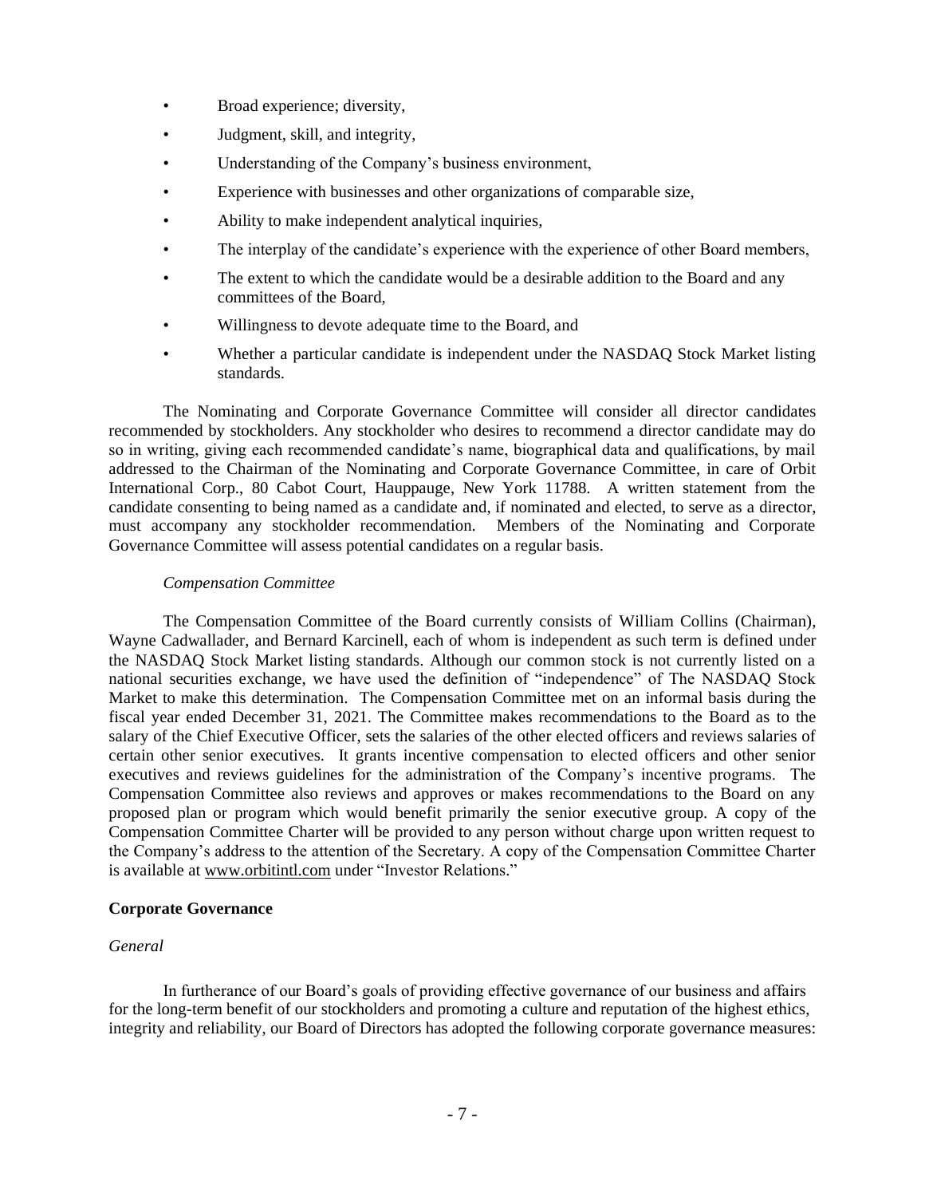- Broad experience; diversity,
- Judgment, skill, and integrity,
- Understanding of the Company's business environment,
- Experience with businesses and other organizations of comparable size,
- Ability to make independent analytical inquiries,
- The interplay of the candidate's experience with the experience of other Board members,
- The extent to which the candidate would be a desirable addition to the Board and any committees of the Board,
- Willingness to devote adequate time to the Board, and
- Whether a particular candidate is independent under the NASDAQ Stock Market listing standards.

The Nominating and Corporate Governance Committee will consider all director candidates recommended by stockholders. Any stockholder who desires to recommend a director candidate may do so in writing, giving each recommended candidate's name, biographical data and qualifications, by mail addressed to the Chairman of the Nominating and Corporate Governance Committee, in care of Orbit International Corp., 80 Cabot Court, Hauppauge, New York 11788. A written statement from the candidate consenting to being named as a candidate and, if nominated and elected, to serve as a director, must accompany any stockholder recommendation. Members of the Nominating and Corporate Governance Committee will assess potential candidates on a regular basis.

*Compensation Committee*

The Compensation Committee of the Board currently consists of William Collins (Chairman), Wayne Cadwallader, and Bernard Karcinell, each of whom is independent as such term is defined under the NASDAQ Stock Market listing standards. Although our common stock is not currently listed on a national securities exchange, we have used the definition of "independence" of The NASDAQ Stock Market to make this determination. The Compensation Committee met on an informal basis during the fiscal year ended December 31, 2021. The Committee makes recommendations to the Board as to the salary of the Chief Executive Officer, sets the salaries of the other elected officers and reviews salaries of certain other senior executives. It grants incentive compensation to elected officers and other senior executives and reviews guidelines for the administration of the Company's incentive programs. The Compensation Committee also reviews and approves or makes recommendations to the Board on any proposed plan or program which would benefit primarily the senior executive group. A copy of the Compensation Committee Charter will be provided to any person without charge upon written request to the Company's address to the attention of the Secretary. A copy of the Compensation Committee Charter is available at www.orbitintl.com under "Investor Relations."

**Corporate Governance**

*General*

In furtherance of our Board's goals of providing effective governance of our business and affairs for the long-term benefit of our stockholders and promoting a culture and reputation of the highest ethics, integrity and reliability, our Board of Directors has adopted the following corporate governance measures: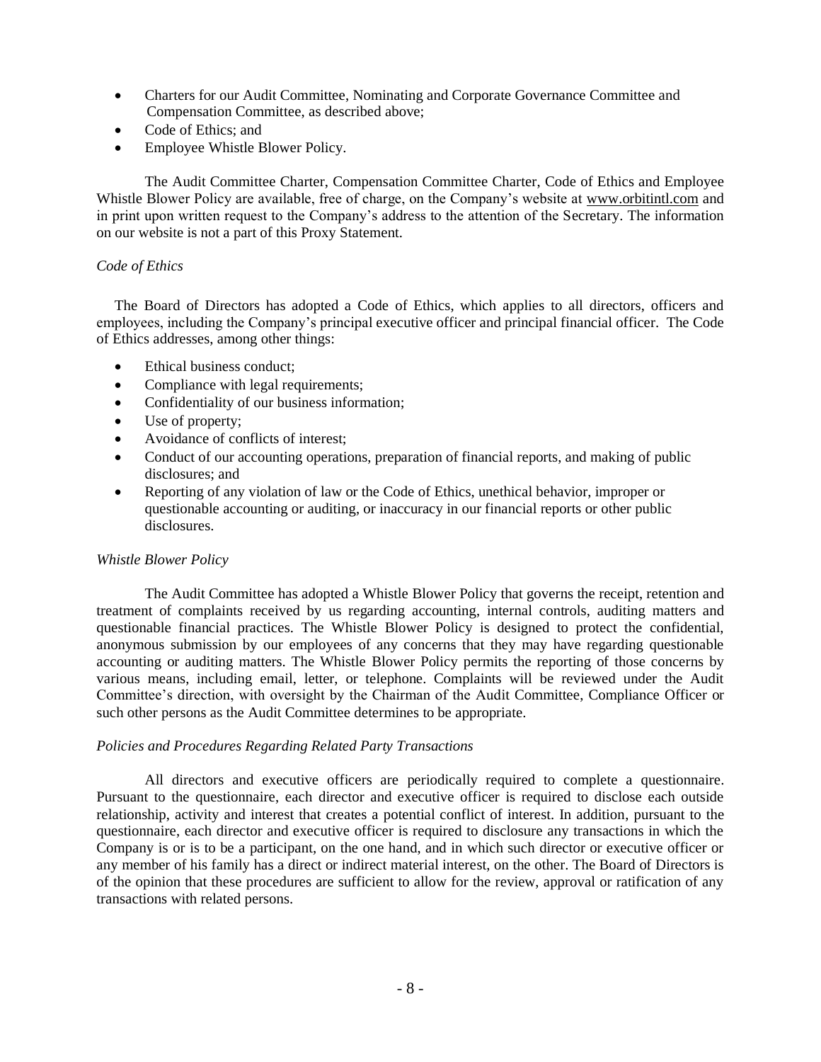- Charters for our Audit Committee, Nominating and Corporate Governance Committee and Compensation Committee, as described above;
- Code of Ethics; and
- Employee Whistle Blower Policy.

The Audit Committee Charter, Compensation Committee Charter, Code of Ethics and Employee Whistle Blower Policy are available, free of charge, on the Company's website at www.orbitintl.com and in print upon written request to the Company's address to the attention of the Secretary. The information on our website is not a part of this Proxy Statement.

*Code of Ethics*

The Board of Directors has adopted a Code of Ethics, which applies to all directors, officers and employees, including the Company's principal executive officer and principal financial officer. The Code of Ethics addresses, among other things:

- Ethical business conduct;
- Compliance with legal requirements;
- Confidentiality of our business information;
- Use of property;
- Avoidance of conflicts of interest;
- Conduct of our accounting operations, preparation of financial reports, and making of public disclosures; and
- Reporting of any violation of law or the Code of Ethics, unethical behavior, improper or questionable accounting or auditing, or inaccuracy in our financial reports or other public disclosures.

*Whistle Blower Policy*

The Audit Committee has adopted a Whistle Blower Policy that governs the receipt, retention and treatment of complaints received by us regarding accounting, internal controls, auditing matters and questionable financial practices. The Whistle Blower Policy is designed to protect the confidential, anonymous submission by our employees of any concerns that they may have regarding questionable accounting or auditing matters. The Whistle Blower Policy permits the reporting of those concerns by various means, including email, letter, or telephone. Complaints will be reviewed under the Audit Committee's direction, with oversight by the Chairman of the Audit Committee, Compliance Officer or such other persons as the Audit Committee determines to be appropriate.

*Policies and Procedures Regarding Related Party Transactions*

All directors and executive officers are periodically required to complete a questionnaire. Pursuant to the questionnaire, each director and executive officer is required to disclose each outside relationship, activity and interest that creates a potential conflict of interest. In addition, pursuant to the questionnaire, each director and executive officer is required to disclosure any transactions in which the Company is or is to be a participant, on the one hand, and in which such director or executive officer or any member of his family has a direct or indirect material interest, on the other. The Board of Directors is of the opinion that these procedures are sufficient to allow for the review, approval or ratification of any transactions with related persons.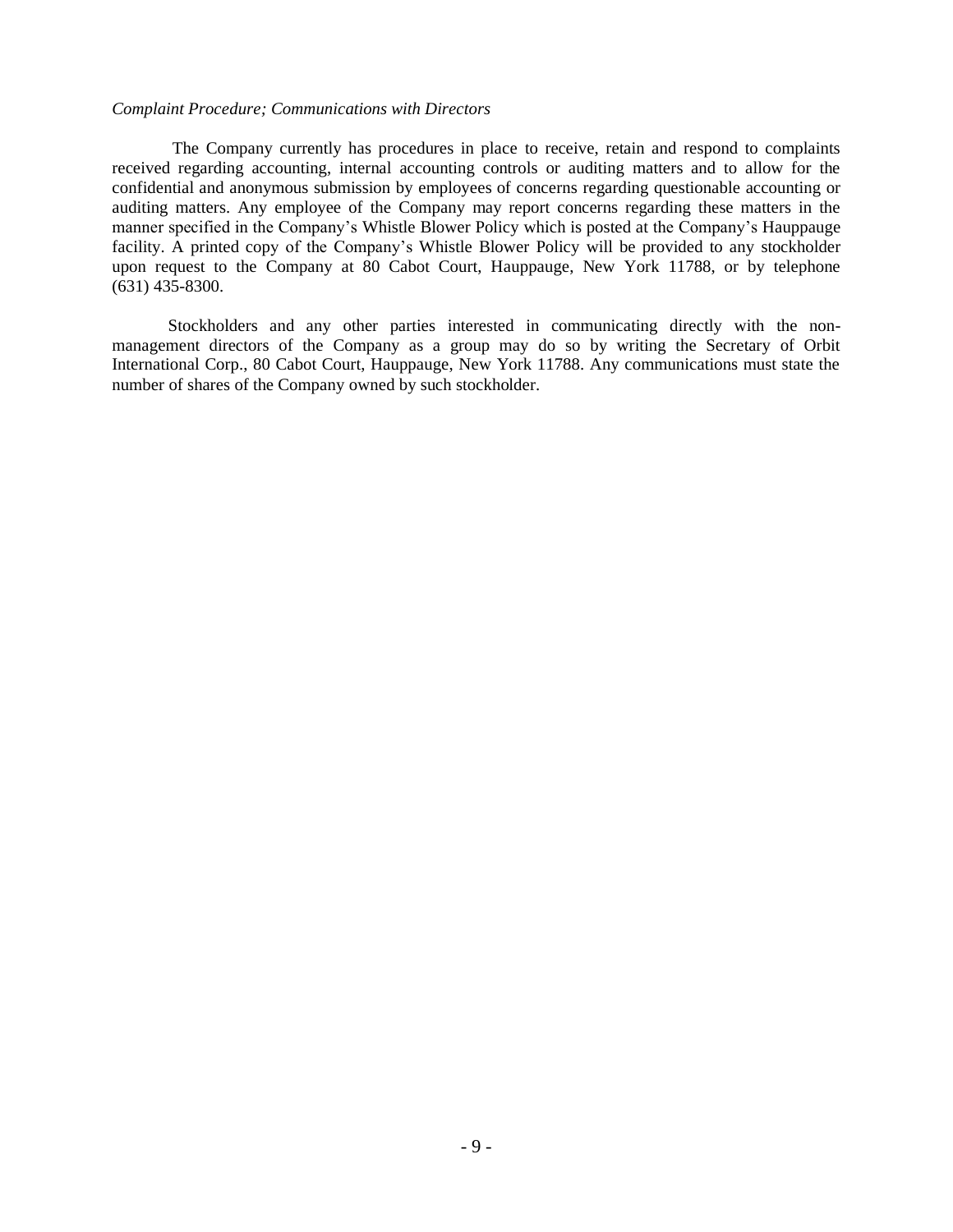*Complaint Procedure; Communications with Directors*

The Company currently has procedures in place to receive, retain and respond to complaints received regarding accounting, internal accounting controls or auditing matters and to allow for the confidential and anonymous submission by employees of concerns regarding questionable accounting or auditing matters. Any employee of the Company may report concerns regarding these matters in the manner specified in the Company's Whistle Blower Policy which is posted at the Company's Hauppauge facility. A printed copy of the Company's Whistle Blower Policy will be provided to any stockholder upon request to the Company at 80 Cabot Court, Hauppauge, New York 11788, or by telephone (631) 435-8300.

Stockholders and any other parties interested in communicating directly with the non-management directors of the Company as a group may do so by writing the Secretary of Orbit International Corp., 80 Cabot Court, Hauppauge, New York 11788. Any communications must state the number of shares of the Company owned by such stockholder.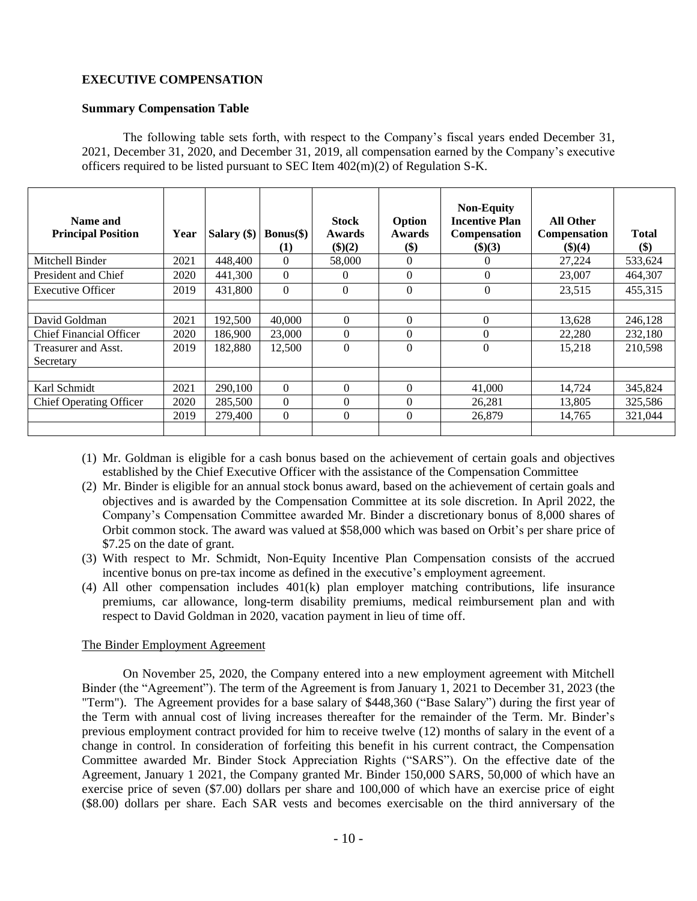## EXECUTIVE COMPENSATION

### Summary Compensation Table

The following table sets forth, with respect to the Company's fiscal years ended December 31, 2021, December 31, 2020, and December 31, 2019, all compensation earned by the Company's executive officers required to be listed pursuant to SEC Item 402(m)(2) of Regulation S-K.

| Name and Principal Position | Year | Salary ($) | Bonus($) (1) | Stock Awards ($)(2) | Option Awards ($) | Non-Equity Incentive Plan Compensation ($)(3) | All Other Compensation ($)(4) | Total ($) |
|---|---|---|---|---|---|---|---|---|
| Mitchell Binder | 2021 | 448,400 | 0 | 58,000 | 0 | 0 | 27,224 | 533,624 |
| President and Chief | 2020 | 441,300 | 0 | 0 | 0 | 0 | 23,007 | 464,307 |
| Executive Officer | 2019 | 431,800 | 0 | 0 | 0 | 0 | 23,515 | 455,315 |
| | | | | | | | | |
| David Goldman | 2021 | 192,500 | 40,000 | 0 | 0 | 0 | 13,628 | 246,128 |
| Chief Financial Officer | 2020 | 186,900 | 23,000 | 0 | 0 | 0 | 22,280 | 232,180 |
| Treasurer and Asst. Secretary | 2019 | 182,880 | 12,500 | 0 | 0 | 0 | 15,218 | 210,598 |
| | | | | | | | | |
| Karl Schmidt | 2021 | 290,100 | 0 | 0 | 0 | 41,000 | 14,724 | 345,824 |
| Chief Operating Officer | 2020 | 285,500 | 0 | 0 | 0 | 26,281 | 13,805 | 325,586 |
| | 2019 | 279,400 | 0 | 0 | 0 | 26,879 | 14,765 | 321,044 |

(1) Mr. Goldman is eligible for a cash bonus based on the achievement of certain goals and objectives established by the Chief Executive Officer with the assistance of the Compensation Committee

(2) Mr. Binder is eligible for an annual stock bonus award, based on the achievement of certain goals and objectives and is awarded by the Compensation Committee at its sole discretion. In April 2022, the Company's Compensation Committee awarded Mr. Binder a discretionary bonus of 8,000 shares of Orbit common stock. The award was valued at $58,000 which was based on Orbit's per share price of $7.25 on the date of grant.

(3) With respect to Mr. Schmidt, Non-Equity Incentive Plan Compensation consists of the accrued incentive bonus on pre-tax income as defined in the executive's employment agreement.

(4) All other compensation includes 401(k) plan employer matching contributions, life insurance premiums, car allowance, long-term disability premiums, medical reimbursement plan and with respect to David Goldman in 2020, vacation payment in lieu of time off.

The Binder Employment Agreement

On November 25, 2020, the Company entered into a new employment agreement with Mitchell Binder (the "Agreement"). The term of the Agreement is from January 1, 2021 to December 31, 2023 (the "Term"). The Agreement provides for a base salary of $448,360 ("Base Salary") during the first year of the Term with annual cost of living increases thereafter for the remainder of the Term. Mr. Binder's previous employment contract provided for him to receive twelve (12) months of salary in the event of a change in control. In consideration of forfeiting this benefit in his current contract, the Compensation Committee awarded Mr. Binder Stock Appreciation Rights ("SARS"). On the effective date of the Agreement, January 1 2021, the Company granted Mr. Binder 150,000 SARS, 50,000 of which have an exercise price of seven ($7.00) dollars per share and 100,000 of which have an exercise price of eight ($8.00) dollars per share. Each SAR vests and becomes exercisable on the third anniversary of the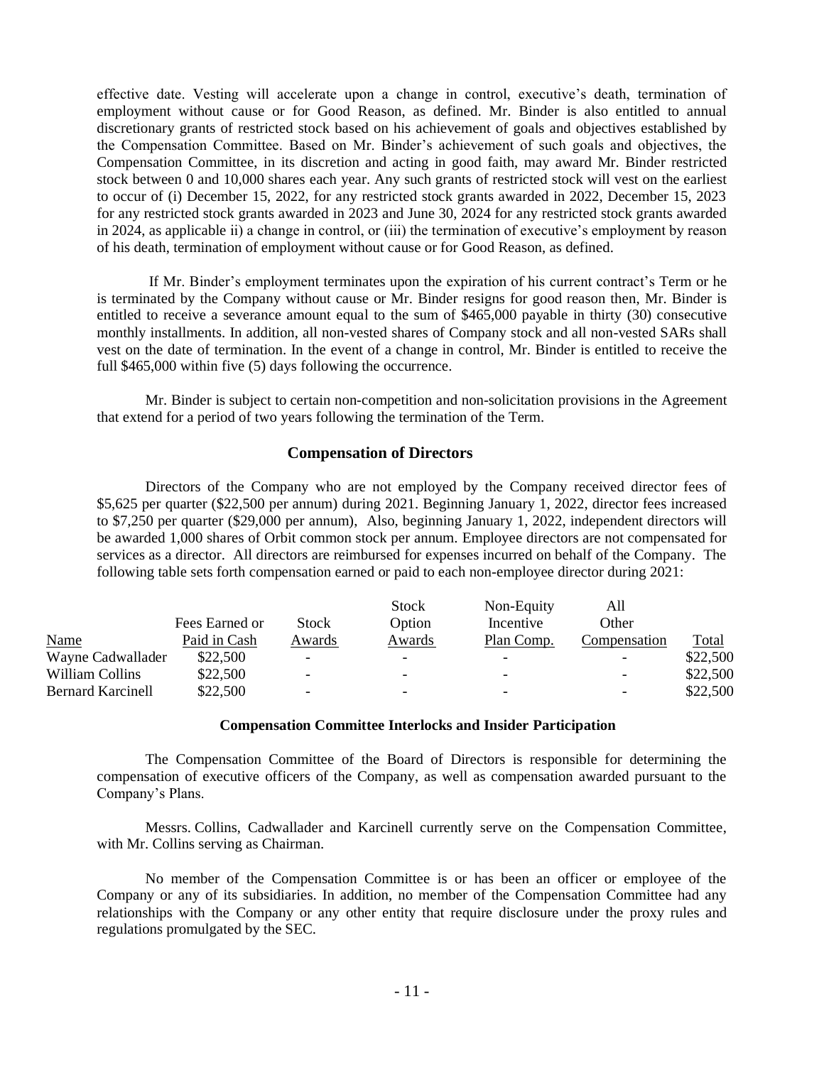effective date. Vesting will accelerate upon a change in control, executive's death, termination of employment without cause or for Good Reason, as defined. Mr. Binder is also entitled to annual discretionary grants of restricted stock based on his achievement of goals and objectives established by the Compensation Committee. Based on Mr. Binder's achievement of such goals and objectives, the Compensation Committee, in its discretion and acting in good faith, may award Mr. Binder restricted stock between 0 and 10,000 shares each year. Any such grants of restricted stock will vest on the earliest to occur of (i) December 15, 2022, for any restricted stock grants awarded in 2022, December 15, 2023 for any restricted stock grants awarded in 2023 and June 30, 2024 for any restricted stock grants awarded in 2024, as applicable ii) a change in control, or (iii) the termination of executive's employment by reason of his death, termination of employment without cause or for Good Reason, as defined.

If Mr. Binder's employment terminates upon the expiration of his current contract's Term or he is terminated by the Company without cause or Mr. Binder resigns for good reason then, Mr. Binder is entitled to receive a severance amount equal to the sum of $465,000 payable in thirty (30) consecutive monthly installments. In addition, all non-vested shares of Company stock and all non-vested SARs shall vest on the date of termination. In the event of a change in control, Mr. Binder is entitled to receive the full $465,000 within five (5) days following the occurrence.

Mr. Binder is subject to certain non-competition and non-solicitation provisions in the Agreement that extend for a period of two years following the termination of the Term.

## Compensation of Directors

Directors of the Company who are not employed by the Company received director fees of $5,625 per quarter ($22,500 per annum) during 2021. Beginning January 1, 2022, director fees increased to $7,250 per quarter ($29,000 per annum), Also, beginning January 1, 2022, independent directors will be awarded 1,000 shares of Orbit common stock per annum. Employee directors are not compensated for services as a director. All directors are reimbursed for expenses incurred on behalf of the Company. The following table sets forth compensation earned or paid to each non-employee director during 2021:

| Name | Fees Earned or Paid in Cash | Stock Awards | Stock Option Awards | Non-Equity Incentive Plan Comp. | All Other Compensation | Total |
|---|---|---|---|---|---|---|
| Wayne Cadwallader | $22,500 | - | - | - | - | $22,500 |
| William Collins | $22,500 | - | - | - | - | $22,500 |
| Bernard Karcinell | $22,500 | - | - | - | - | $22,500 |

### Compensation Committee Interlocks and Insider Participation

The Compensation Committee of the Board of Directors is responsible for determining the compensation of executive officers of the Company, as well as compensation awarded pursuant to the Company's Plans.

Messrs. Collins, Cadwallader and Karcinell currently serve on the Compensation Committee, with Mr. Collins serving as Chairman.

No member of the Compensation Committee is or has been an officer or employee of the Company or any of its subsidiaries. In addition, no member of the Compensation Committee had any relationships with the Company or any other entity that require disclosure under the proxy rules and regulations promulgated by the SEC.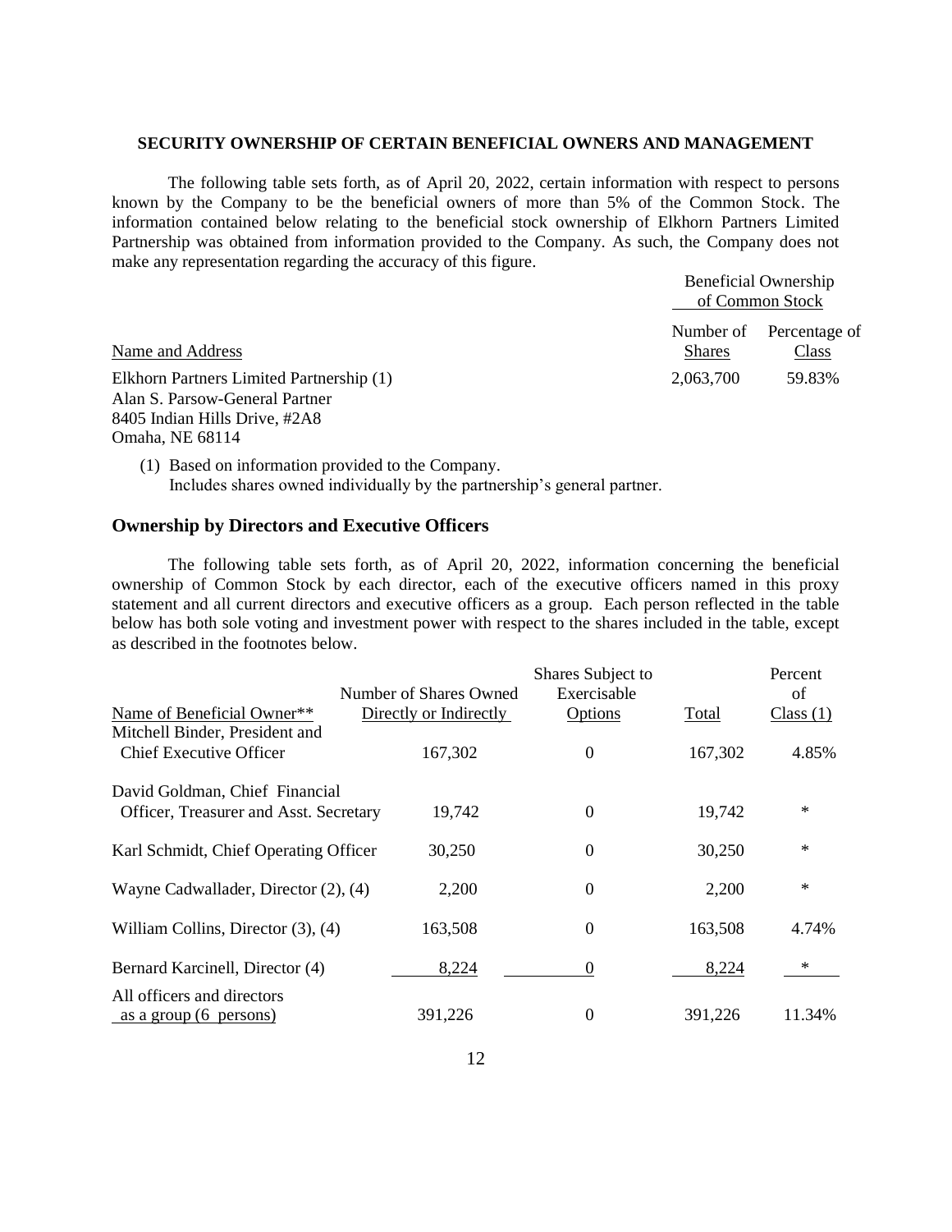**SECURITY OWNERSHIP OF CERTAIN BENEFICIAL OWNERS AND MANAGEMENT**

The following table sets forth, as of April 20, 2022, certain information with respect to persons known by the Company to be the beneficial owners of more than 5% of the Common Stock. The information contained below relating to the beneficial stock ownership of Elkhorn Partners Limited Partnership was obtained from information provided to the Company. As such, the Company does not make any representation regarding the accuracy of this figure.

| | Beneficial Ownership of Common Stock | |
|---|---|---|
| Name and Address | Number of Shares | Percentage of Class |
| Elkhorn Partners Limited Partnership (1)<br>Alan S. Parsow-General Partner<br>8405 Indian Hills Drive, #2A8<br>Omaha, NE 68114 | 2,063,700 | 59.83% |

(1) Based on information provided to the Company.
Includes shares owned individually by the partnership's general partner.

## Ownership by Directors and Executive Officers

The following table sets forth, as of April 20, 2022, information concerning the beneficial ownership of Common Stock by each director, each of the executive officers named in this proxy statement and all current directors and executive officers as a group. Each person reflected in the table below has both sole voting and investment power with respect to the shares included in the table, except as described in the footnotes below.

| Name of Beneficial Owner** | Number of Shares Owned Directly or Indirectly | Shares Subject to Exercisable Options | Total | Percent of Class (1) |
|---|---|---|---|---|
| Mitchell Binder, President and Chief Executive Officer | 167,302 | 0 | 167,302 | 4.85% |
| David Goldman, Chief Financial Officer, Treasurer and Asst. Secretary | 19,742 | 0 | 19,742 | * |
| Karl Schmidt, Chief Operating Officer | 30,250 | 0 | 30,250 | * |
| Wayne Cadwallader, Director (2), (4) | 2,200 | 0 | 2,200 | * |
| William Collins, Director (3), (4) | 163,508 | 0 | 163,508 | 4.74% |
| Bernard Karcinell, Director (4) | 8,224 | 0 | 8,224 | * |
| All officers and directors as a group (6 persons) | 391,226 | 0 | 391,226 | 11.34% |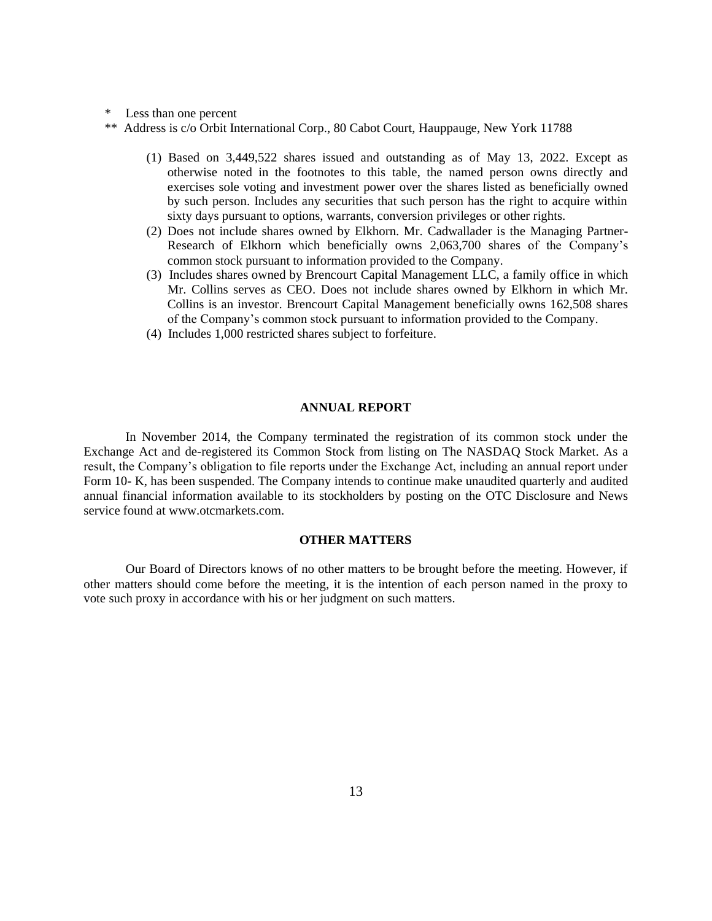* Less than one percent

** Address is c/o Orbit International Corp., 80 Cabot Court, Hauppauge, New York 11788

(1) Based on 3,449,522 shares issued and outstanding as of May 13, 2022. Except as otherwise noted in the footnotes to this table, the named person owns directly and exercises sole voting and investment power over the shares listed as beneficially owned by such person. Includes any securities that such person has the right to acquire within sixty days pursuant to options, warrants, conversion privileges or other rights.

(2) Does not include shares owned by Elkhorn. Mr. Cadwallader is the Managing Partner-Research of Elkhorn which beneficially owns 2,063,700 shares of the Company's common stock pursuant to information provided to the Company.

(3) Includes shares owned by Brencourt Capital Management LLC, a family office in which Mr. Collins serves as CEO. Does not include shares owned by Elkhorn in which Mr. Collins is an investor. Brencourt Capital Management beneficially owns 162,508 shares of the Company's common stock pursuant to information provided to the Company.

(4) Includes 1,000 restricted shares subject to forfeiture.

## ANNUAL REPORT

In November 2014, the Company terminated the registration of its common stock under the Exchange Act and de-registered its Common Stock from listing on The NASDAQ Stock Market. As a result, the Company's obligation to file reports under the Exchange Act, including an annual report under Form 10- K, has been suspended. The Company intends to continue make unaudited quarterly and audited annual financial information available to its stockholders by posting on the OTC Disclosure and News service found at www.otcmarkets.com.

## OTHER MATTERS

Our Board of Directors knows of no other matters to be brought before the meeting. However, if other matters should come before the meeting, it is the intention of each person named in the proxy to vote such proxy in accordance with his or her judgment on such matters.